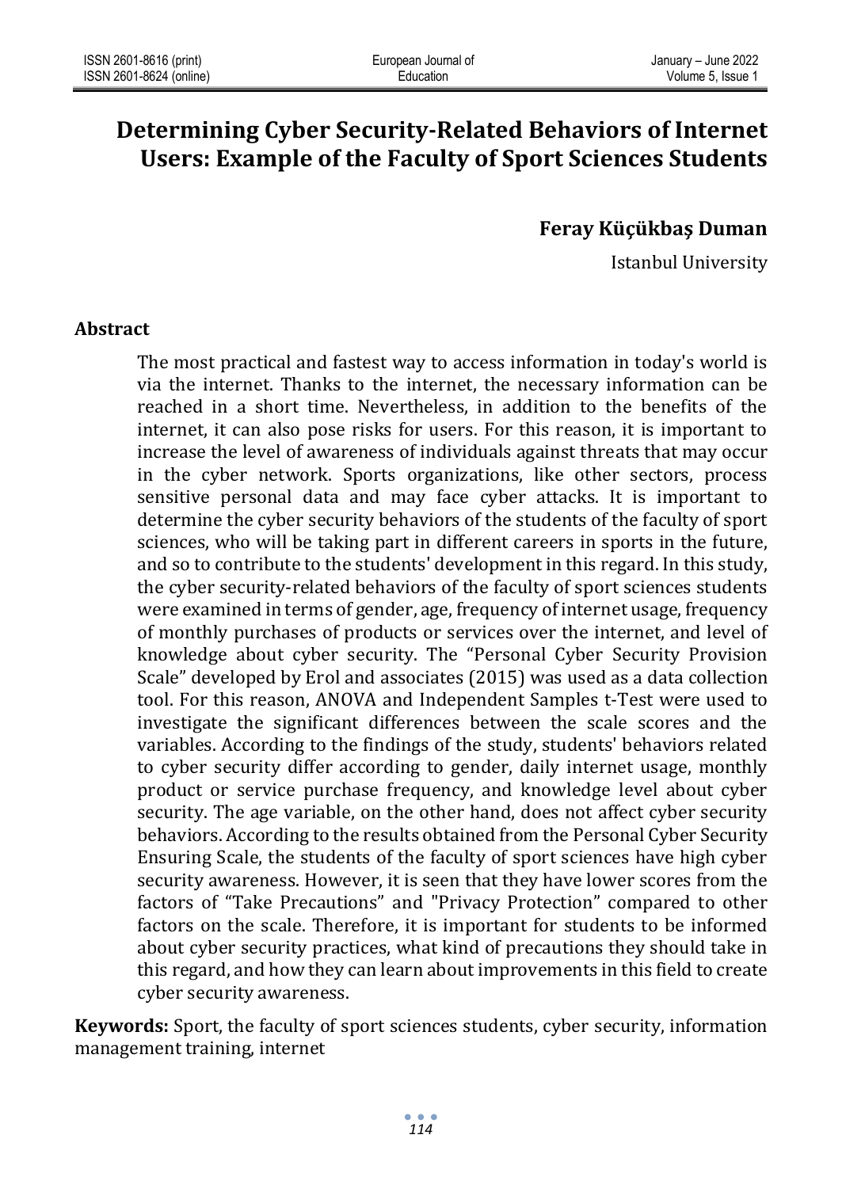# Determining Cyber Security-Related Behaviors of Internet Users: Example of the Faculty of Sport Sciences Students

**Feray Küçükbaş Duman**

Istanbul University

## Abstract

The most practical and fastest way to access information in today's world is via the internet. Thanks to the internet, the necessary information can be reached in a short time. Nevertheless, in addition to the benefits of the internet, it can also pose risks for users. For this reason, it is important to increase the level of awareness of individuals against threats that may occur in the cyber network. Sports organizations, like other sectors, process sensitive personal data and may face cyber attacks. It is important to determine the cyber security behaviors of the students of the faculty of sport sciences, who will be taking part in different careers in sports in the future, and so to contribute to the students' development in this regard. In this study, the cyber security-related behaviors of the faculty of sport sciences students were examined in terms of gender, age, frequency of internet usage, frequency of monthly purchases of products or services over the internet, and level of knowledge about cyber security. The "Personal Cyber Security Provision Scale" developed by Erol and associates (2015) was used as a data collection tool. For this reason, ANOVA and Independent Samples t-Test were used to investigate the significant differences between the scale scores and the variables. According to the findings of the study, students' behaviors related to cyber security differ according to gender, daily internet usage, monthly product or service purchase frequency, and knowledge level about cyber security. The age variable, on the other hand, does not affect cyber security behaviors. According to the results obtained from the Personal Cyber Security Ensuring Scale, the students of the faculty of sport sciences have high cyber security awareness. However, it is seen that they have lower scores from the factors of "Take Precautions" and "Privacy Protection" compared to other factors on the scale. Therefore, it is important for students to be informed about cyber security practices, what kind of precautions they should take in this regard, and how they can learn about improvements in this field to create cyber security awareness.

**Keywords:** Sport, the faculty of sport sciences students, cyber security, information management training, internet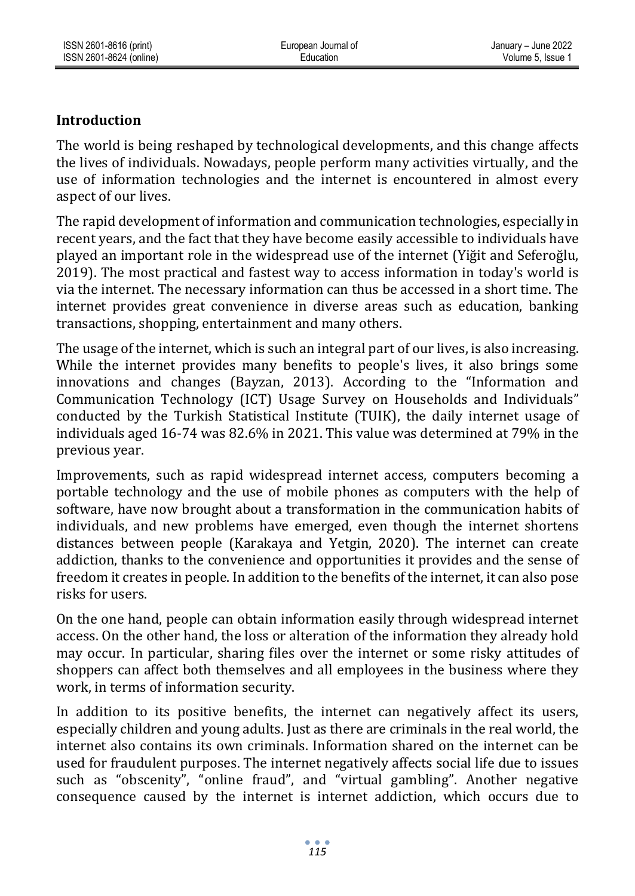## Introduction

The world is being reshaped by technological developments, and this change affects the lives of individuals. Nowadays, people perform many activities virtually, and the use of information technologies and the internet is encountered in almost every aspect of our lives.

The rapid development of information and communication technologies, especially in recent years, and the fact that they have become easily accessible to individuals have played an important role in the widespread use of the internet (Yiğit and Seferoğlu, 2019). The most practical and fastest way to access information in today's world is via the internet. The necessary information can thus be accessed in a short time. The internet provides great convenience in diverse areas such as education, banking transactions, shopping, entertainment and many others.

The usage of the internet, which is such an integral part of our lives, is also increasing. While the internet provides many benefits to people's lives, it also brings some innovations and changes (Bayzan, 2013). According to the "Information and Communication Technology (ICT) Usage Survey on Households and Individuals" conducted by the Turkish Statistical Institute (TUIK), the daily internet usage of individuals aged 16-74 was 82.6% in 2021. This value was determined at 79% in the previous year.

Improvements, such as rapid widespread internet access, computers becoming a portable technology and the use of mobile phones as computers with the help of software, have now brought about a transformation in the communication habits of individuals, and new problems have emerged, even though the internet shortens distances between people (Karakaya and Yetgin, 2020). The internet can create addiction, thanks to the convenience and opportunities it provides and the sense of freedom it creates in people. In addition to the benefits of the internet, it can also pose risks for users.

On the one hand, people can obtain information easily through widespread internet access. On the other hand, the loss or alteration of the information they already hold may occur. In particular, sharing files over the internet or some risky attitudes of shoppers can affect both themselves and all employees in the business where they work, in terms of information security.

In addition to its positive benefits, the internet can negatively affect its users, especially children and young adults. Just as there are criminals in the real world, the internet also contains its own criminals. Information shared on the internet can be used for fraudulent purposes. The internet negatively affects social life due to issues such as "obscenity", "online fraud", and "virtual gambling". Another negative consequence caused by the internet is internet addiction, which occurs due to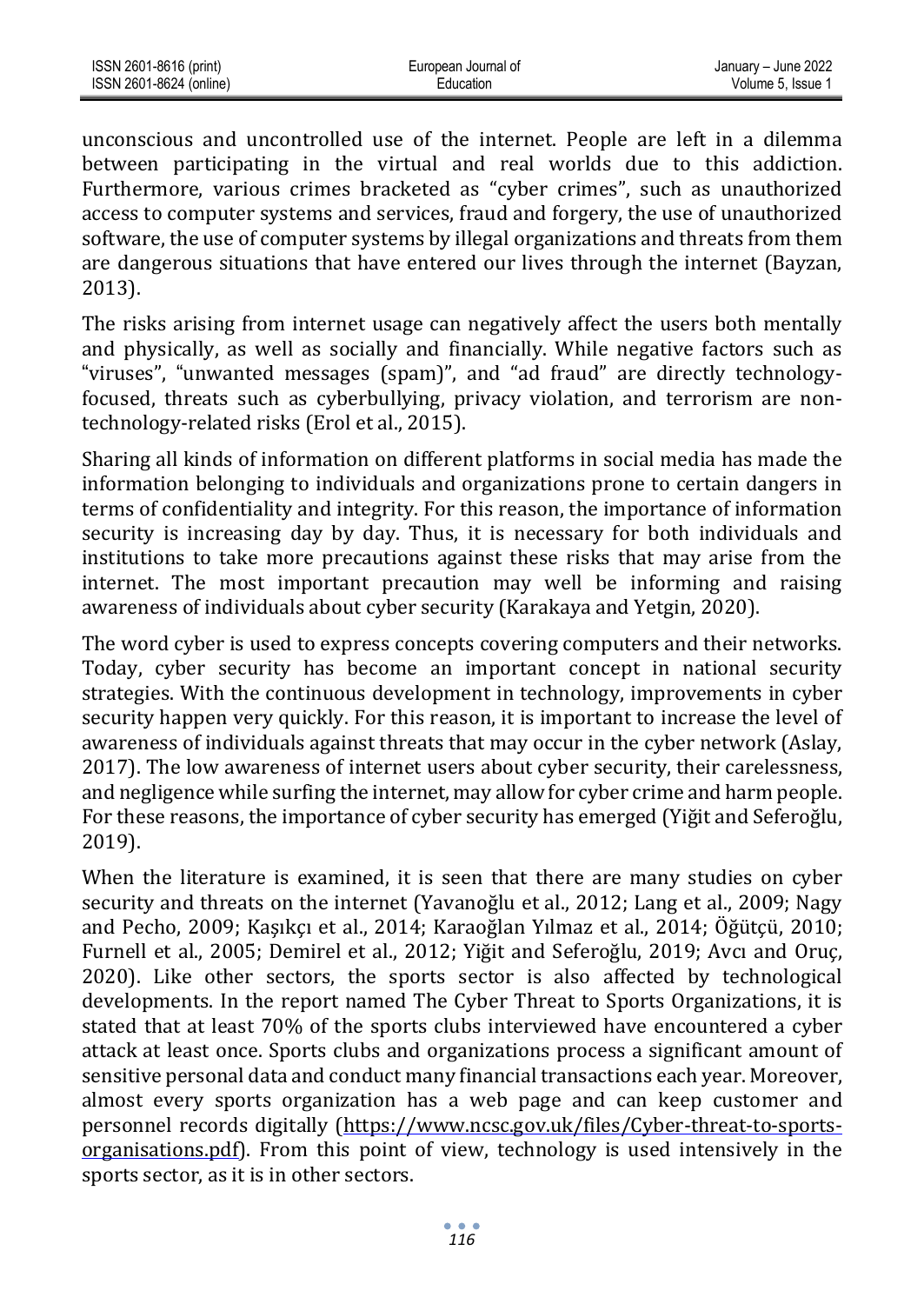unconscious and uncontrolled use of the internet. People are left in a dilemma between participating in the virtual and real worlds due to this addiction. Furthermore, various crimes bracketed as “cyber crimes”, such as unauthorized access to computer systems and services, fraud and forgery, the use of unauthorized software, the use of computer systems by illegal organizations and threats from them are dangerous situations that have entered our lives through the internet (Bayzan, 2013).

The risks arising from internet usage can negatively affect the users both mentally and physically, as well as socially and financially. While negative factors such as “viruses”, “unwanted messages (spam)”, and “ad fraud” are directly technology-focused, threats such as cyberbullying, privacy violation, and terrorism are non-technology-related risks (Erol et al., 2015).

Sharing all kinds of information on different platforms in social media has made the information belonging to individuals and organizations prone to certain dangers in terms of confidentiality and integrity. For this reason, the importance of information security is increasing day by day. Thus, it is necessary for both individuals and institutions to take more precautions against these risks that may arise from the internet. The most important precaution may well be informing and raising awareness of individuals about cyber security (Karakaya and Yetgin, 2020).

The word cyber is used to express concepts covering computers and their networks. Today, cyber security has become an important concept in national security strategies. With the continuous development in technology, improvements in cyber security happen very quickly. For this reason, it is important to increase the level of awareness of individuals against threats that may occur in the cyber network (Aslay, 2017). The low awareness of internet users about cyber security, their carelessness, and negligence while surfing the internet, may allow for cyber crime and harm people. For these reasons, the importance of cyber security has emerged (Yiğit and Seferoğlu, 2019).

When the literature is examined, it is seen that there are many studies on cyber security and threats on the internet (Yavanoğlu et al., 2012; Lang et al., 2009; Nagy and Pecho, 2009; Kaşıkçı et al., 2014; Karaoğlan Yılmaz et al., 2014; Öğütçü, 2010; Furnell et al., 2005; Demirel et al., 2012; Yiğit and Seferoğlu, 2019; Avcı and Oruç, 2020). Like other sectors, the sports sector is also affected by technological developments. In the report named The Cyber Threat to Sports Organizations, it is stated that at least 70% of the sports clubs interviewed have encountered a cyber attack at least once. Sports clubs and organizations process a significant amount of sensitive personal data and conduct many financial transactions each year. Moreover, almost every sports organization has a web page and can keep customer and personnel records digitally (https://www.ncsc.gov.uk/files/Cyber-threat-to-sports-organisations.pdf). From this point of view, technology is used intensively in the sports sector, as it is in other sectors.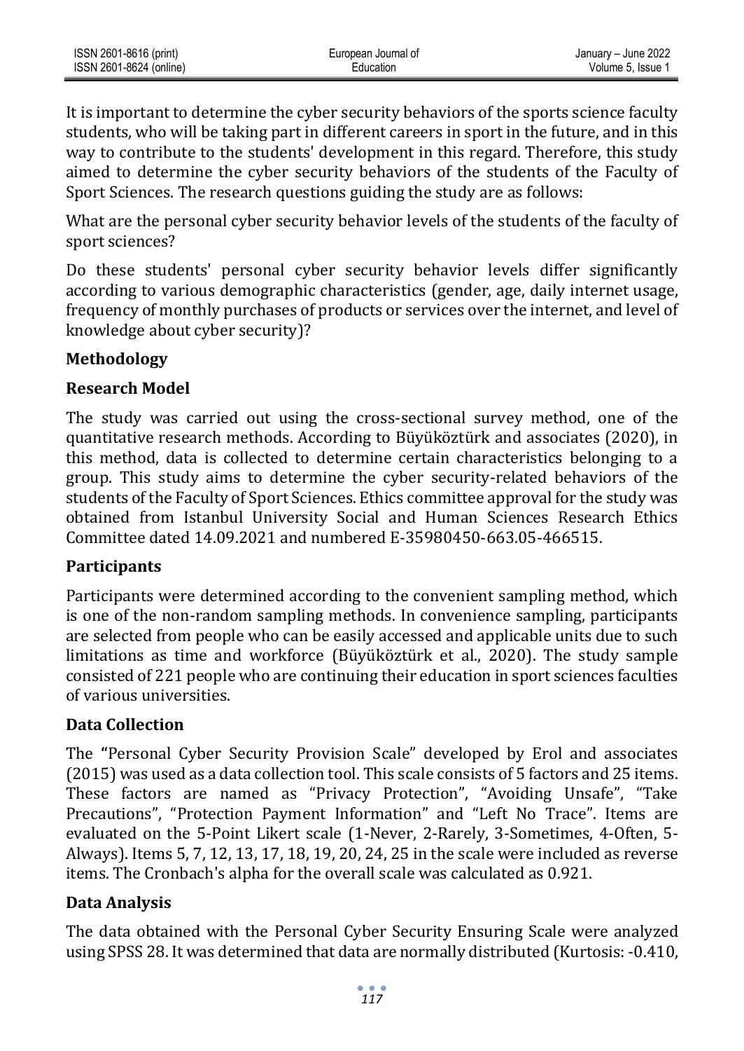It is important to determine the cyber security behaviors of the sports science faculty students, who will be taking part in different careers in sport in the future, and in this way to contribute to the students' development in this regard. Therefore, this study aimed to determine the cyber security behaviors of the students of the Faculty of Sport Sciences. The research questions guiding the study are as follows:

What are the personal cyber security behavior levels of the students of the faculty of sport sciences?

Do these students' personal cyber security behavior levels differ significantly according to various demographic characteristics (gender, age, daily internet usage, frequency of monthly purchases of products or services over the internet, and level of knowledge about cyber security)?

## Methodology

### Research Model

The study was carried out using the cross-sectional survey method, one of the quantitative research methods. According to Büyüköztürk and associates (2020), in this method, data is collected to determine certain characteristics belonging to a group. This study aims to determine the cyber security-related behaviors of the students of the Faculty of Sport Sciences. Ethics committee approval for the study was obtained from Istanbul University Social and Human Sciences Research Ethics Committee dated 14.09.2021 and numbered E-35980450-663.05-466515.

### Participants

Participants were determined according to the convenient sampling method, which is one of the non-random sampling methods. In convenience sampling, participants are selected from people who can be easily accessed and applicable units due to such limitations as time and workforce (Büyüköztürk et al., 2020). The study sample consisted of 221 people who are continuing their education in sport sciences faculties of various universities.

### Data Collection

The **"**Personal Cyber Security Provision Scale" developed by Erol and associates (2015) was used as a data collection tool. This scale consists of 5 factors and 25 items. These factors are named as "Privacy Protection", "Avoiding Unsafe", "Take Precautions", "Protection Payment Information" and "Left No Trace". Items are evaluated on the 5-Point Likert scale (1-Never, 2-Rarely, 3-Sometimes, 4-Often, 5-Always). Items 5, 7, 12, 13, 17, 18, 19, 20, 24, 25 in the scale were included as reverse items. The Cronbach's alpha for the overall scale was calculated as 0.921.

### Data Analysis

The data obtained with the Personal Cyber Security Ensuring Scale were analyzed using SPSS 28. It was determined that data are normally distributed (Kurtosis: -0.410,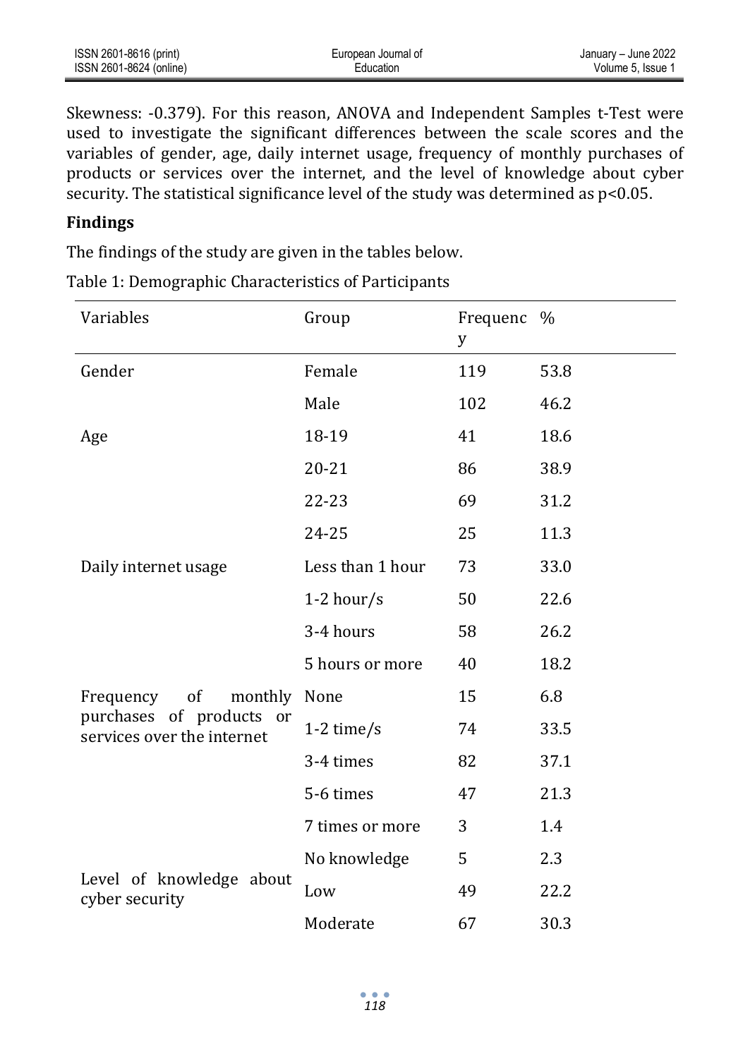Skewness: -0.379). For this reason, ANOVA and Independent Samples t-Test were used to investigate the significant differences between the scale scores and the variables of gender, age, daily internet usage, frequency of monthly purchases of products or services over the internet, and the level of knowledge about cyber security. The statistical significance level of the study was determined as $p<0.05$.

## Findings

The findings of the study are given in the tables below.

Table 1: Demographic Characteristics of Participants

| Variables | Group | Frequency | % |
|---|---|---|---|
| Gender | Female | 119 | 53.8 |
| | Male | 102 | 46.2 |
| Age | 18-19 | 41 | 18.6 |
| | 20-21 | 86 | 38.9 |
| | 22-23 | 69 | 31.2 |
| | 24-25 | 25 | 11.3 |
| Daily internet usage | Less than 1 hour | 73 | 33.0 |
| | 1-2 hour/s | 50 | 22.6 |
| | 3-4 hours | 58 | 26.2 |
| | 5 hours or more | 40 | 18.2 |
| Frequency of monthly purchases of products or services over the internet | None | 15 | 6.8 |
| | 1-2 time/s | 74 | 33.5 |
| | 3-4 times | 82 | 37.1 |
| | 5-6 times | 47 | 21.3 |
| | 7 times or more | 3 | 1.4 |
| Level of knowledge about cyber security | No knowledge | 5 | 2.3 |
| | Low | 49 | 22.2 |
| | Moderate | 67 | 30.3 |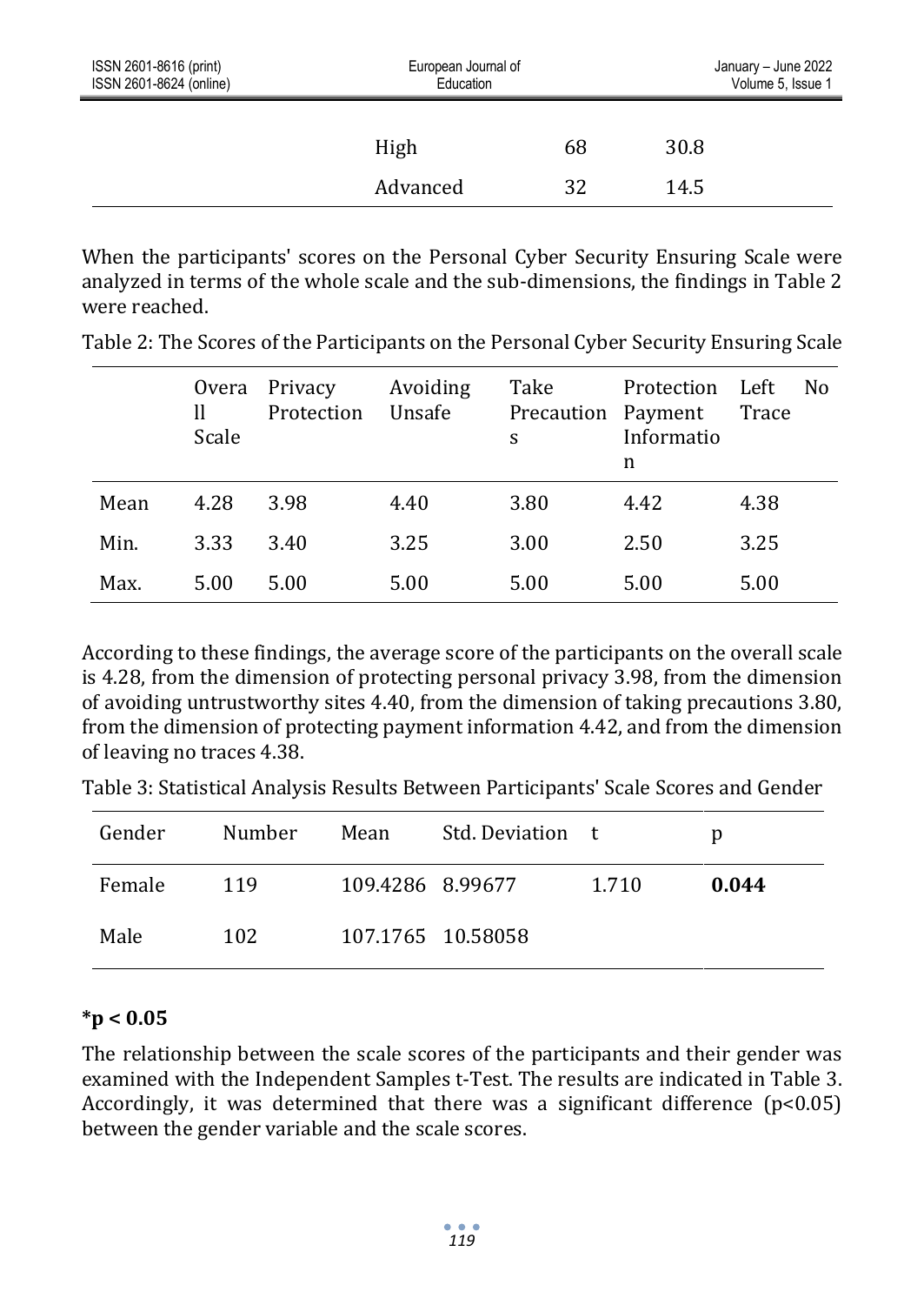| | | | |
|---|---|---|---|
| | High | 68 | 30.8 |
| | Advanced | 32 | 14.5 |

When the participants' scores on the Personal Cyber Security Ensuring Scale were analyzed in terms of the whole scale and the sub-dimensions, the findings in Table 2 were reached.

Table 2: The Scores of the Participants on the Personal Cyber Security Ensuring Scale

| | Overall Scale | Privacy Protection | Avoiding Unsafe | Take Precautions | Protection Payment Information | Left No Trace |
|---|---|---|---|---|---|---|
| Mean | 4.28 | 3.98 | 4.40 | 3.80 | 4.42 | 4.38 |
| Min. | 3.33 | 3.40 | 3.25 | 3.00 | 2.50 | 3.25 |
| Max. | 5.00 | 5.00 | 5.00 | 5.00 | 5.00 | 5.00 |

According to these findings, the average score of the participants on the overall scale is 4.28, from the dimension of protecting personal privacy 3.98, from the dimension of avoiding untrustworthy sites 4.40, from the dimension of taking precautions 3.80, from the dimension of protecting payment information 4.42, and from the dimension of leaving no traces 4.38.

Table 3: Statistical Analysis Results Between Participants' Scale Scores and Gender

| Gender | Number | Mean | Std. Deviation | t | p |
|---|---|---|---|---|---|
| Female | 119 | 109.4286 | 8.99677 | 1.710 | **0.044** |
| Male | 102 | 107.1765 | 10.58058 | | |

**$^*p < 0.05$**

The relationship between the scale scores of the participants and their gender was examined with the Independent Samples t-Test. The results are indicated in Table 3. Accordingly, it was determined that there was a significant difference ($p<0.05$) between the gender variable and the scale scores.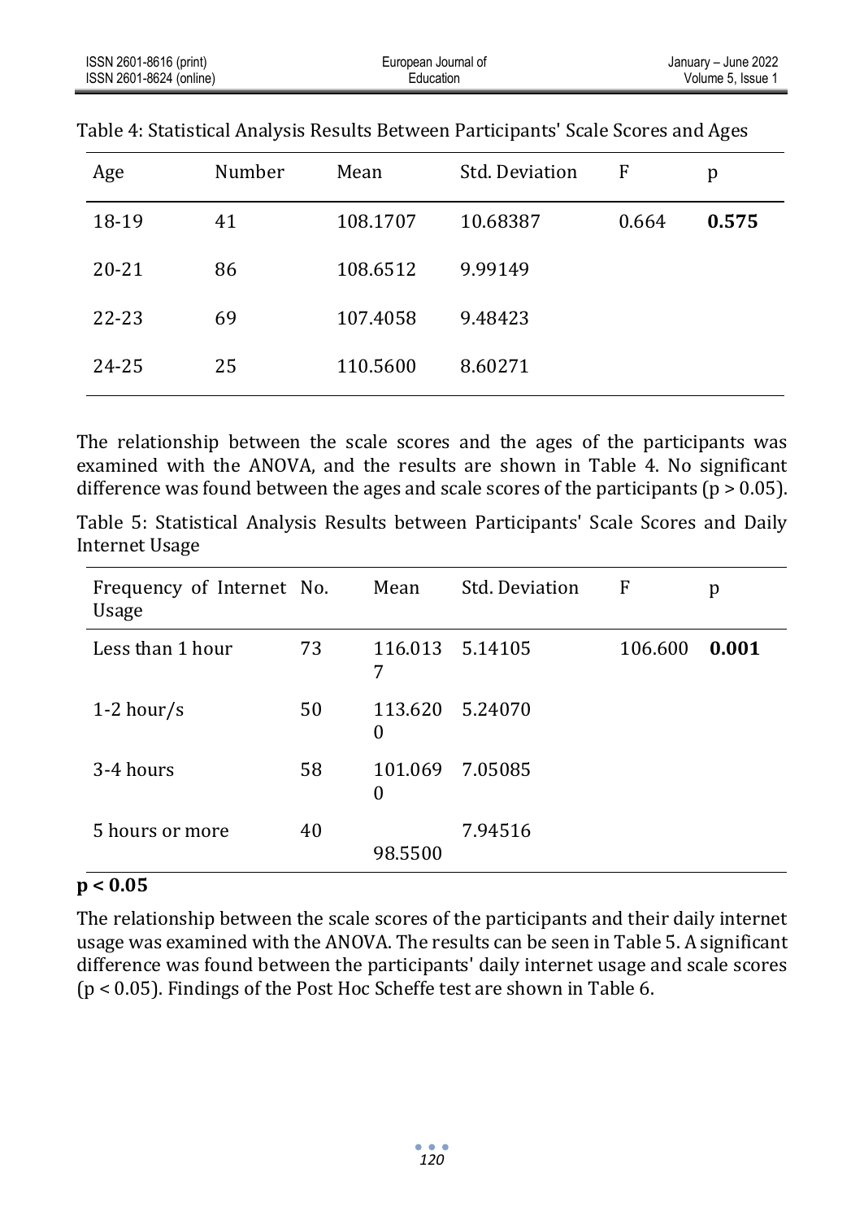Table 4: Statistical Analysis Results Between Participants' Scale Scores and Ages

| Age | Number | Mean | Std. Deviation | F | p |
|---|---|---|---|---|---|
| 18-19 | 41 | 108.1707 | 10.68387 | 0.664 | **0.575** |
| 20-21 | 86 | 108.6512 | 9.99149 | | |
| 22-23 | 69 | 107.4058 | 9.48423 | | |
| 24-25 | 25 | 110.5600 | 8.60271 | | |

The relationship between the scale scores and the ages of the participants was examined with the ANOVA, and the results are shown in Table 4. No significant difference was found between the ages and scale scores of the participants ($p > 0.05$).

Table 5: Statistical Analysis Results between Participants' Scale Scores and Daily Internet Usage

| Frequency of Internet Usage | No. | Mean | Std. Deviation | F | p |
|---|---|---|---|---|---|
| Less than 1 hour | 73 | 116.0137 | 5.14105 | 106.600 | **0.001** |
| 1-2 hour/s | 50 | 113.6200 | 5.24070 | | |
| 3-4 hours | 58 | 101.0690 | 7.05085 | | |
| 5 hours or more | 40 | 98.5500 | 7.94516 | | |

**$p < 0.05$**

The relationship between the scale scores of the participants and their daily internet usage was examined with the ANOVA. The results can be seen in Table 5. A significant difference was found between the participants' daily internet usage and scale scores ($p < 0.05$). Findings of the Post Hoc Scheffe test are shown in Table 6.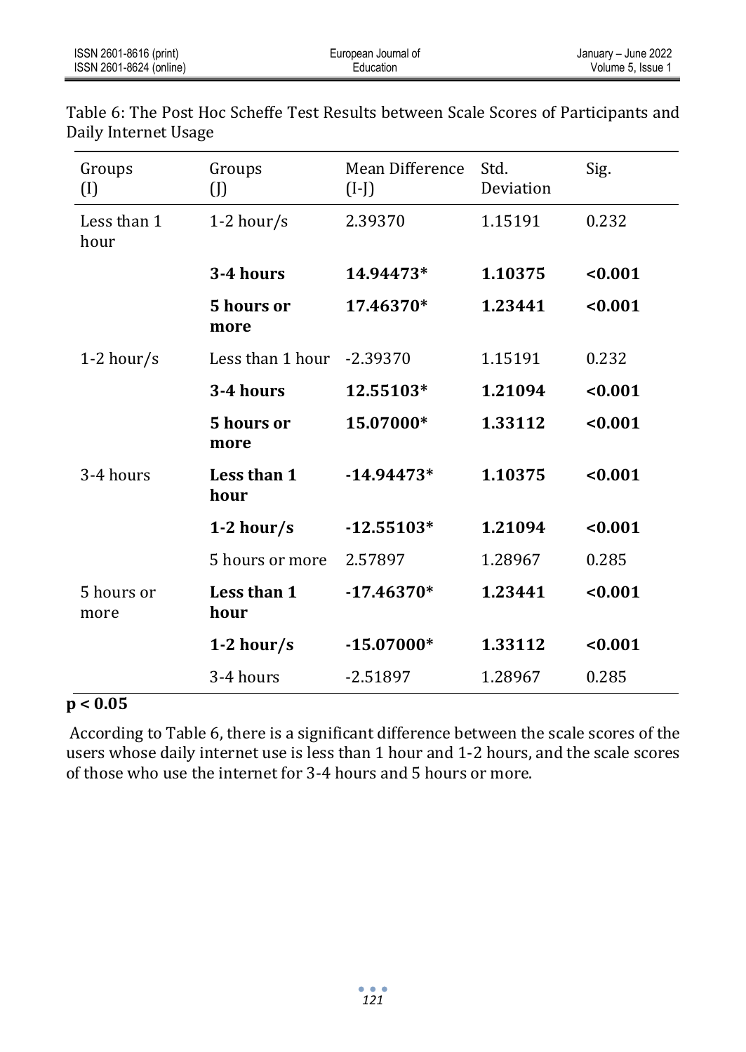Table 6: The Post Hoc Scheffe Test Results between Scale Scores of Participants and Daily Internet Usage

| Groups (I) | Groups (J) | Mean Difference (I-J) | Std. Deviation | Sig. |
|---|---|---|---|---|
| Less than 1 hour | 1-2 hour/s | 2.39370 | 1.15191 | 0.232 |
| | **3-4 hours** | **14.94473*** | **1.10375** | **<0.001** |
| | **5 hours or more** | **17.46370*** | **1.23441** | **<0.001** |
| 1-2 hour/s | Less than 1 hour | -2.39370 | 1.15191 | 0.232 |
| | **3-4 hours** | **12.55103*** | **1.21094** | **<0.001** |
| | **5 hours or more** | **15.07000*** | **1.33112** | **<0.001** |
| 3-4 hours | **Less than 1 hour** | **-14.94473*** | **1.10375** | **<0.001** |
| | **1-2 hour/s** | **-12.55103*** | **1.21094** | **<0.001** |
| | 5 hours or more | 2.57897 | 1.28967 | 0.285 |
| 5 hours or more | **Less than 1 hour** | **-17.46370*** | **1.23441** | **<0.001** |
| | **1-2 hour/s** | **-15.07000*** | **1.33112** | **<0.001** |
| | 3-4 hours | -2.51897 | 1.28967 | 0.285 |

**$p < 0.05$**

According to Table 6, there is a significant difference between the scale scores of the users whose daily internet use is less than 1 hour and 1-2 hours, and the scale scores of those who use the internet for 3-4 hours and 5 hours or more.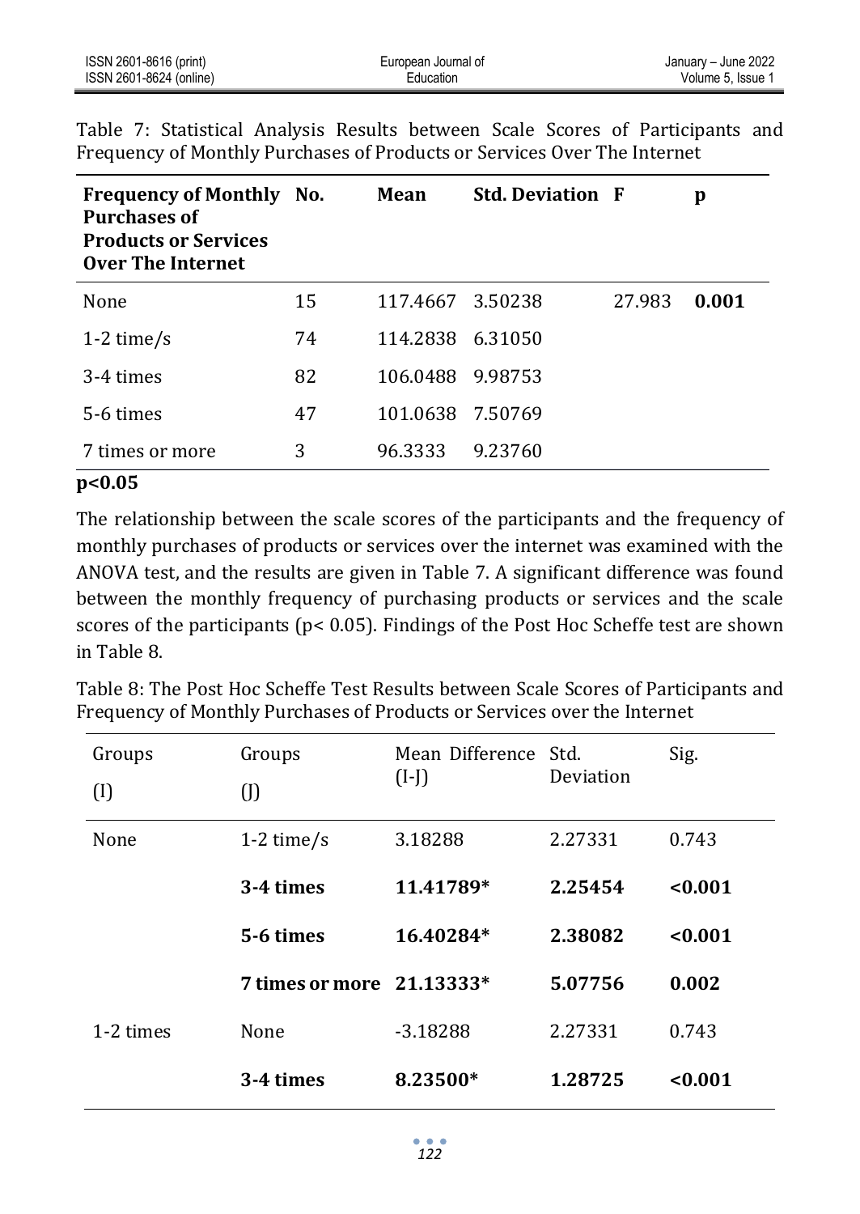Table 7: Statistical Analysis Results between Scale Scores of Participants and Frequency of Monthly Purchases of Products or Services Over The Internet

| Frequency of Monthly Purchases of Products or Services Over The Internet | No. | Mean | Std. Deviation | F | p |
|---|---|---|---|---|---|
| None | 15 | 117.4667 | 3.50238 | 27.983 | **0.001** |
| 1-2 time/s | 74 | 114.2838 | 6.31050 | | |
| 3-4 times | 82 | 106.0488 | 9.98753 | | |
| 5-6 times | 47 | 101.0638 | 7.50769 | | |
| 7 times or more | 3 | 96.3333 | 9.23760 | | |

**p<0.05**

The relationship between the scale scores of the participants and the frequency of monthly purchases of products or services over the internet was examined with the ANOVA test, and the results are given in Table 7. A significant difference was found between the monthly frequency of purchasing products or services and the scale scores of the participants ($p < 0.05$). Findings of the Post Hoc Scheffe test are shown in Table 8.

Table 8: The Post Hoc Scheffe Test Results between Scale Scores of Participants and Frequency of Monthly Purchases of Products or Services over the Internet

| Groups (I) | Groups (J) | Mean Difference (I-J) | Std. Deviation | Sig. |
|---|---|---|---|---|
| None | 1-2 time/s | 3.18288 | 2.27331 | 0.743 |
| | **3-4 times** | **11.41789*** | **2.25454** | **<0.001** |
| | **5-6 times** | **16.40284*** | **2.38082** | **<0.001** |
| | **7 times or more** | **21.13333*** | **5.07756** | **0.002** |
| 1-2 times | None | -3.18288 | 2.27331 | 0.743 |
| | **3-4 times** | **8.23500*** | **1.28725** | **<0.001** |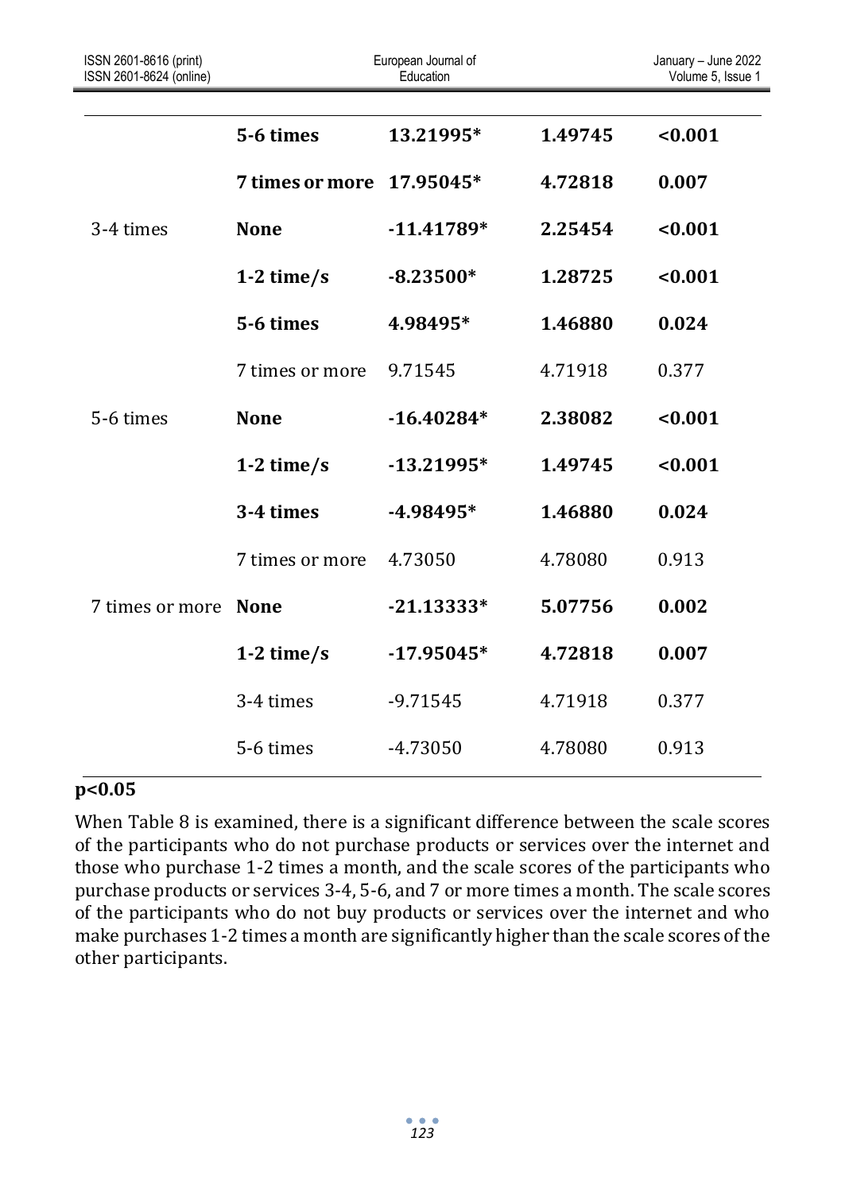| | | | | |
|---|---|---|---|---|
| | **5-6 times** | **13.21995*** | **1.49745** | **<0.001** |
| | **7 times or more** | **17.95045*** | **4.72818** | **0.007** |
| 3-4 times | **None** | **-11.41789*** | **2.25454** | **<0.001** |
| | **1-2 time/s** | **-8.23500*** | **1.28725** | **<0.001** |
| | **5-6 times** | **4.98495*** | **1.46880** | **0.024** |
| | 7 times or more | 9.71545 | 4.71918 | 0.377 |
| 5-6 times | **None** | **-16.40284*** | **2.38082** | **<0.001** |
| | **1-2 time/s** | **-13.21995*** | **1.49745** | **<0.001** |
| | **3-4 times** | **-4.98495*** | **1.46880** | **0.024** |
| | 7 times or more | 4.73050 | 4.78080 | 0.913 |
| 7 times or more | **None** | **-21.13333*** | **5.07756** | **0.002** |
| | **1-2 time/s** | **-17.95045*** | **4.72818** | **0.007** |
| | 3-4 times | -9.71545 | 4.71918 | 0.377 |
| | 5-6 times | -4.73050 | 4.78080 | 0.913 |

**p<0.05**

When Table 8 is examined, there is a significant difference between the scale scores of the participants who do not purchase products or services over the internet and those who purchase 1-2 times a month, and the scale scores of the participants who purchase products or services 3-4, 5-6, and 7 or more times a month. The scale scores of the participants who do not buy products or services over the internet and who make purchases 1-2 times a month are significantly higher than the scale scores of the other participants.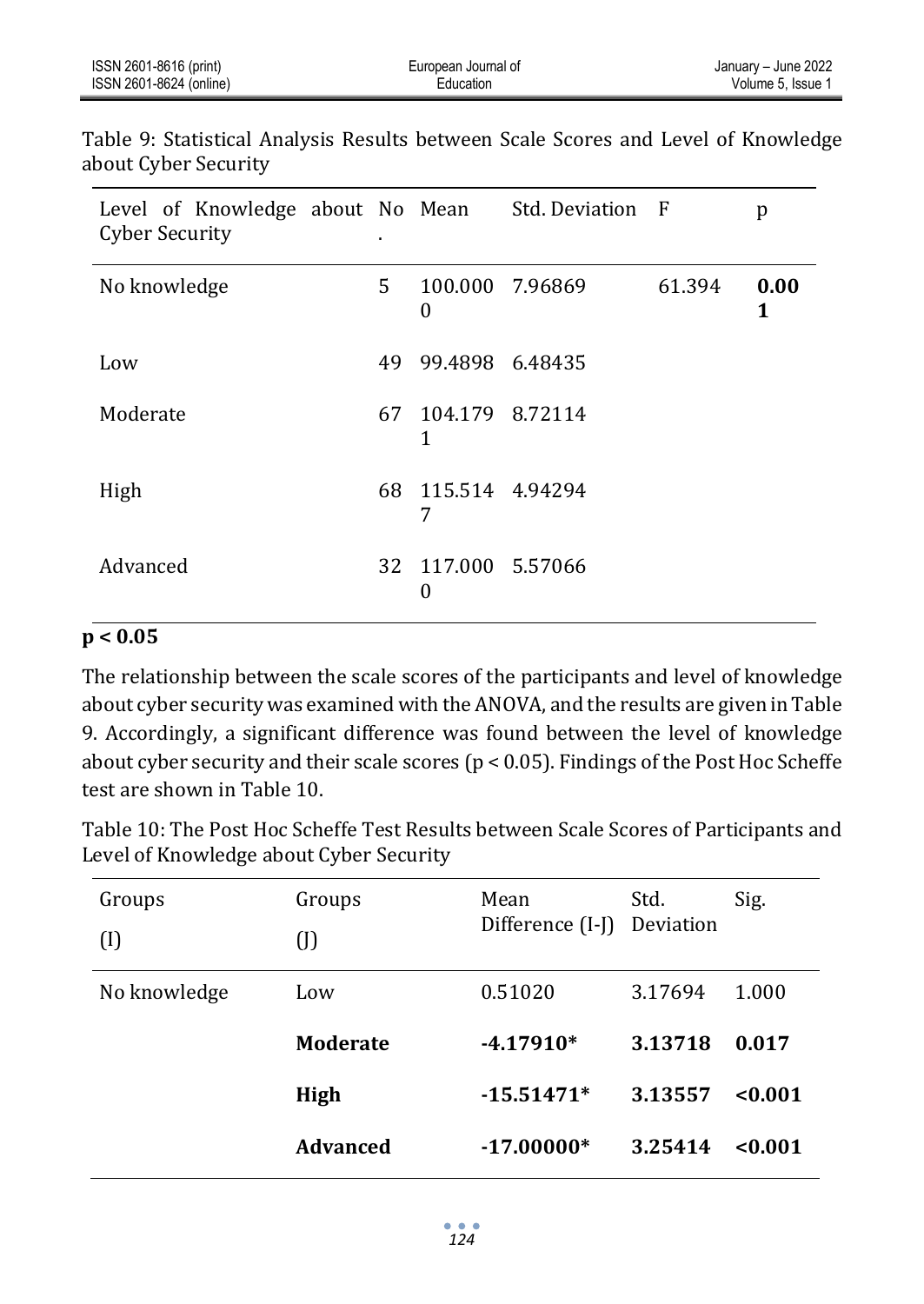Table 9: Statistical Analysis Results between Scale Scores and Level of Knowledge about Cyber Security

| Level of Knowledge about Cyber Security | No. | Mean | Std. Deviation | F | p |
|---|---|---|---|---|---|
| No knowledge | 5 | 100.0000 | 7.96869 | 61.394 | **0.001** |
| Low | 49 | 99.4898 | 6.48435 | | |
| Moderate | 67 | 104.1791 | 8.72114 | | |
| High | 68 | 115.5147 | 4.94294 | | |
| Advanced | 32 | 117.0000 | 5.57066 | | |

**$p < 0.05$**

The relationship between the scale scores of the participants and level of knowledge about cyber security was examined with the ANOVA, and the results are given in Table 9. Accordingly, a significant difference was found between the level of knowledge about cyber security and their scale scores ($p < 0.05$). Findings of the Post Hoc Scheffe test are shown in Table 10.

Table 10: The Post Hoc Scheffe Test Results between Scale Scores of Participants and Level of Knowledge about Cyber Security

| Groups (I) | Groups (J) | Mean Difference (I-J) | Std. Deviation | Sig. |
|---|---|---|---|---|
| No knowledge | Low | 0.51020 | 3.17694 | 1.000 |
| | **Moderate** | **-4.17910*** | **3.13718** | **0.017** |
| | **High** | **-15.51471*** | **3.13557** | **<0.001** |
| | **Advanced** | **-17.00000*** | **3.25414** | **<0.001** |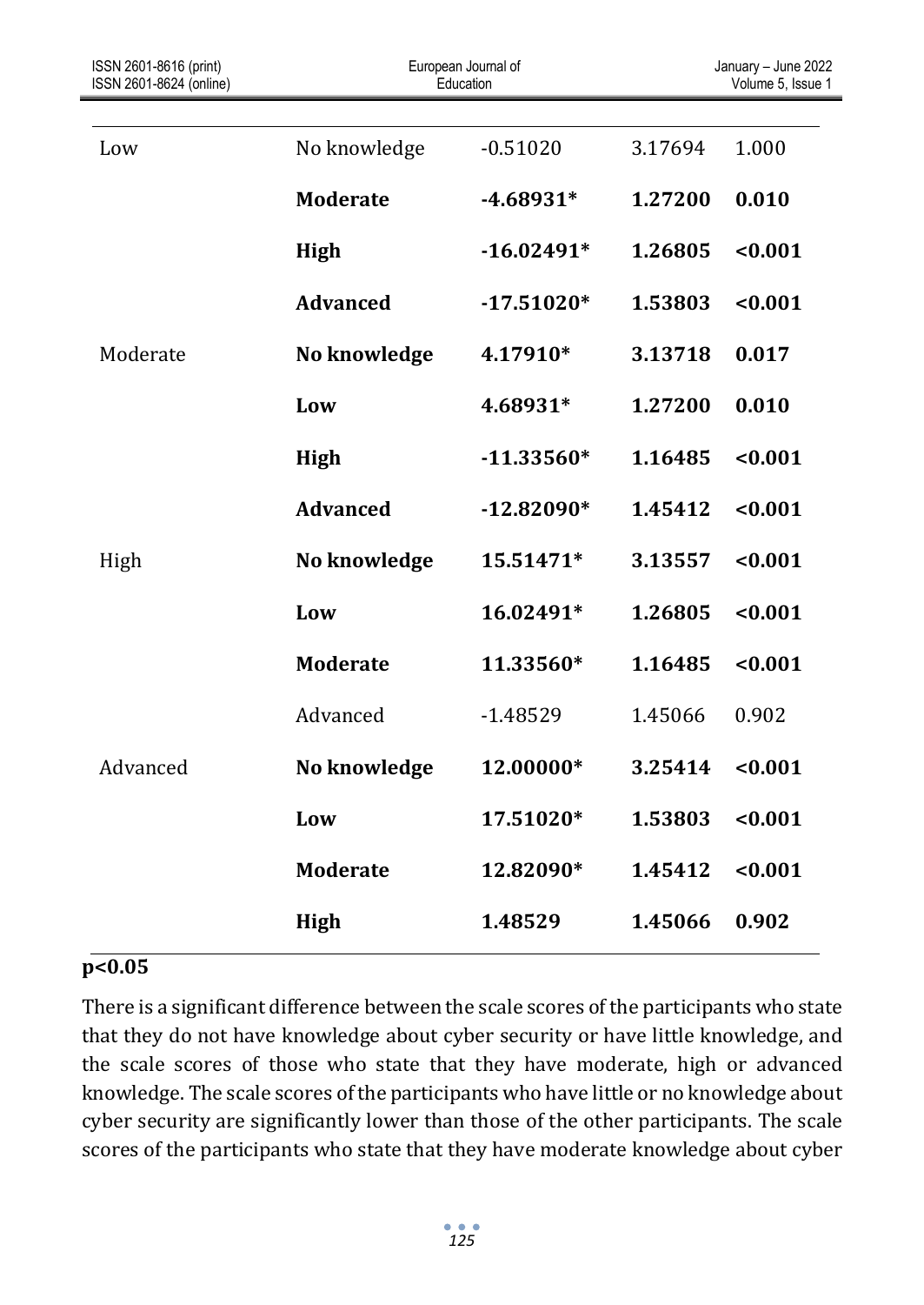| | | | | |
|---|---|---|---|---|
| Low | No knowledge | -0.51020 | 3.17694 | 1.000 |
| | **Moderate** | **-4.68931*** | **1.27200** | **0.010** |
| | **High** | **-16.02491*** | **1.26805** | **<0.001** |
| | **Advanced** | **-17.51020*** | **1.53803** | **<0.001** |
| Moderate | **No knowledge** | **4.17910*** | **3.13718** | **0.017** |
| | **Low** | **4.68931*** | **1.27200** | **0.010** |
| | **High** | **-11.33560*** | **1.16485** | **<0.001** |
| | **Advanced** | **-12.82090*** | **1.45412** | **<0.001** |
| High | **No knowledge** | **15.51471*** | **3.13557** | **<0.001** |
| | **Low** | **16.02491*** | **1.26805** | **<0.001** |
| | **Moderate** | **11.33560*** | **1.16485** | **<0.001** |
| | Advanced | -1.48529 | 1.45066 | 0.902 |
| Advanced | **No knowledge** | **12.00000*** | **3.25414** | **<0.001** |
| | **Low** | **17.51020*** | **1.53803** | **<0.001** |
| | **Moderate** | **12.82090*** | **1.45412** | **<0.001** |
| | **High** | **1.48529** | **1.45066** | **0.902** |

**$p<0.05$**

There is a significant difference between the scale scores of the participants who state that they do not have knowledge about cyber security or have little knowledge, and the scale scores of those who state that they have moderate, high or advanced knowledge. The scale scores of the participants who have little or no knowledge about cyber security are significantly lower than those of the other participants. The scale scores of the participants who state that they have moderate knowledge about cyber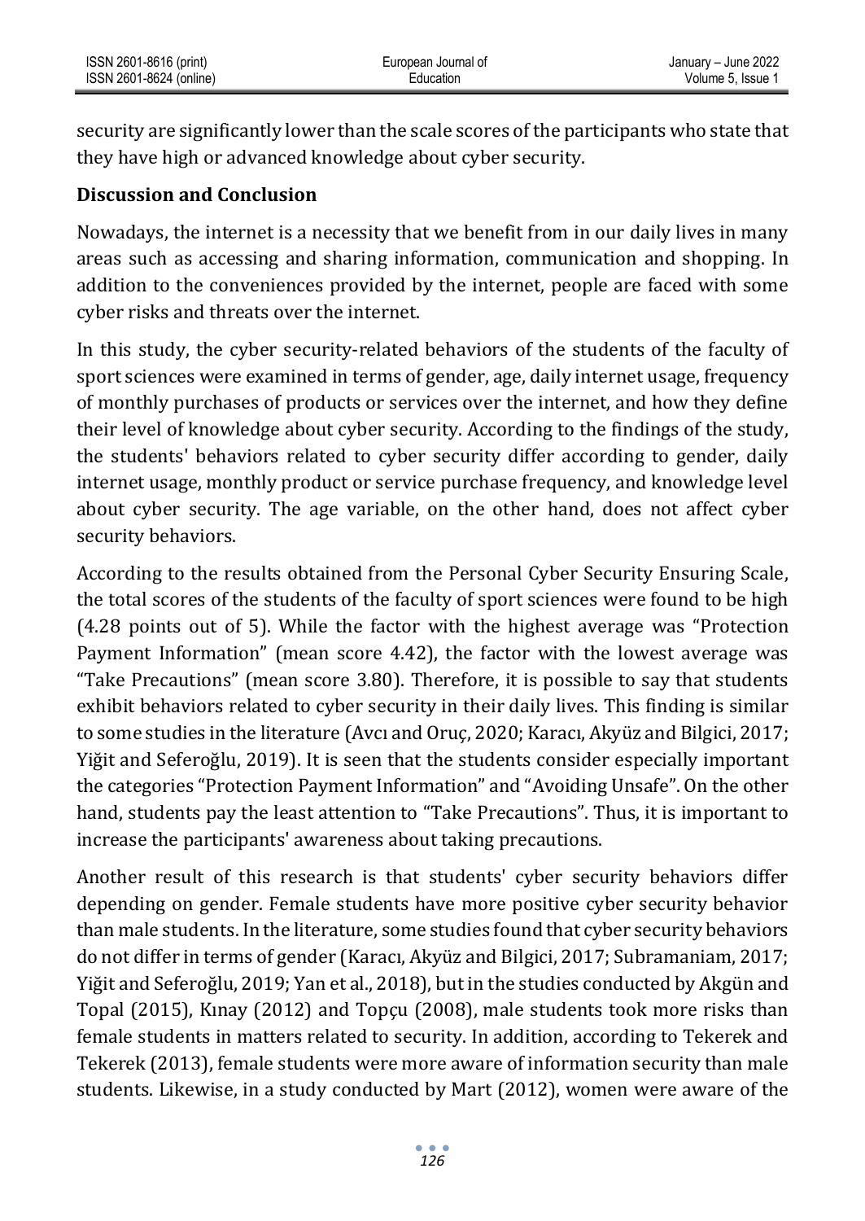security are significantly lower than the scale scores of the participants who state that they have high or advanced knowledge about cyber security.

## Discussion and Conclusion

Nowadays, the internet is a necessity that we benefit from in our daily lives in many areas such as accessing and sharing information, communication and shopping. In addition to the conveniences provided by the internet, people are faced with some cyber risks and threats over the internet.

In this study, the cyber security-related behaviors of the students of the faculty of sport sciences were examined in terms of gender, age, daily internet usage, frequency of monthly purchases of products or services over the internet, and how they define their level of knowledge about cyber security. According to the findings of the study, the students' behaviors related to cyber security differ according to gender, daily internet usage, monthly product or service purchase frequency, and knowledge level about cyber security. The age variable, on the other hand, does not affect cyber security behaviors.

According to the results obtained from the Personal Cyber Security Ensuring Scale, the total scores of the students of the faculty of sport sciences were found to be high (4.28 points out of 5). While the factor with the highest average was "Protection Payment Information" (mean score 4.42), the factor with the lowest average was "Take Precautions" (mean score 3.80). Therefore, it is possible to say that students exhibit behaviors related to cyber security in their daily lives. This finding is similar to some studies in the literature (Avcı and Oruç, 2020; Karacı, Akyüz and Bilgici, 2017; Yiğit and Seferoğlu, 2019). It is seen that the students consider especially important the categories "Protection Payment Information" and "Avoiding Unsafe". On the other hand, students pay the least attention to "Take Precautions". Thus, it is important to increase the participants' awareness about taking precautions.

Another result of this research is that students' cyber security behaviors differ depending on gender. Female students have more positive cyber security behavior than male students. In the literature, some studies found that cyber security behaviors do not differ in terms of gender (Karacı, Akyüz and Bilgici, 2017; Subramaniam, 2017; Yiğit and Seferoğlu, 2019; Yan et al., 2018), but in the studies conducted by Akgün and Topal (2015), Kınay (2012) and Topçu (2008), male students took more risks than female students in matters related to security. In addition, according to Tekerek and Tekerek (2013), female students were more aware of information security than male students. Likewise, in a study conducted by Mart (2012), women were aware of the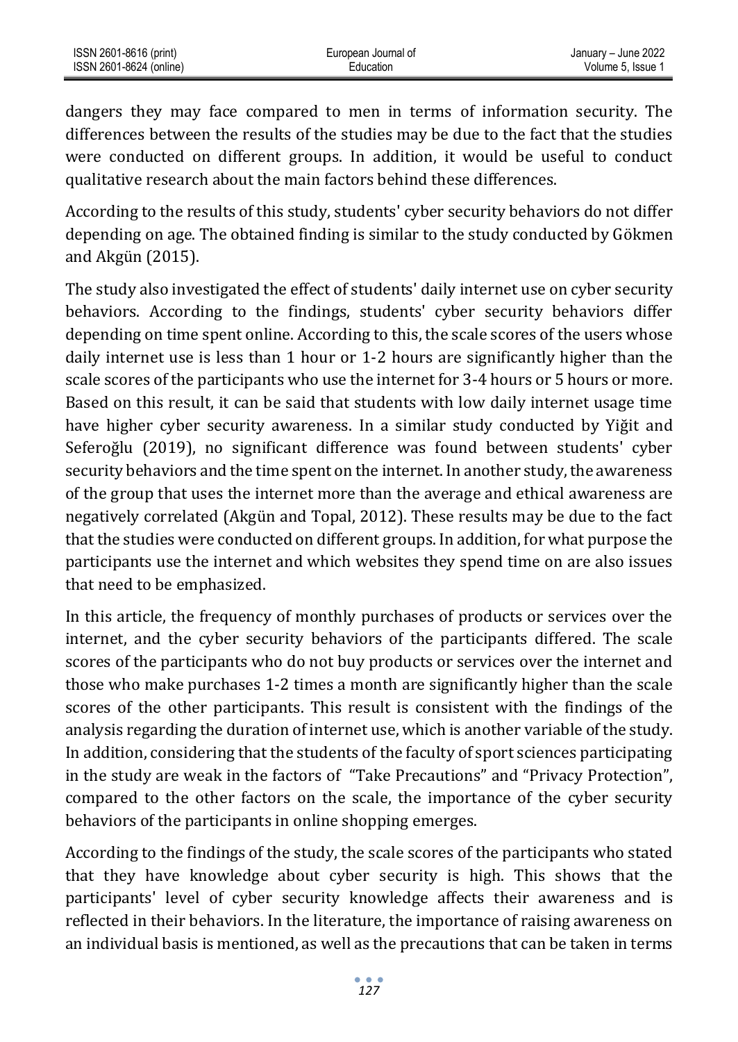dangers they may face compared to men in terms of information security. The differences between the results of the studies may be due to the fact that the studies were conducted on different groups. In addition, it would be useful to conduct qualitative research about the main factors behind these differences.

According to the results of this study, students' cyber security behaviors do not differ depending on age. The obtained finding is similar to the study conducted by Gökmen and Akgün (2015).

The study also investigated the effect of students' daily internet use on cyber security behaviors. According to the findings, students' cyber security behaviors differ depending on time spent online. According to this, the scale scores of the users whose daily internet use is less than 1 hour or 1-2 hours are significantly higher than the scale scores of the participants who use the internet for 3-4 hours or 5 hours or more. Based on this result, it can be said that students with low daily internet usage time have higher cyber security awareness. In a similar study conducted by Yiğit and Seferoğlu (2019), no significant difference was found between students' cyber security behaviors and the time spent on the internet. In another study, the awareness of the group that uses the internet more than the average and ethical awareness are negatively correlated (Akgün and Topal, 2012). These results may be due to the fact that the studies were conducted on different groups. In addition, for what purpose the participants use the internet and which websites they spend time on are also issues that need to be emphasized.

In this article, the frequency of monthly purchases of products or services over the internet, and the cyber security behaviors of the participants differed. The scale scores of the participants who do not buy products or services over the internet and those who make purchases 1-2 times a month are significantly higher than the scale scores of the other participants. This result is consistent with the findings of the analysis regarding the duration of internet use, which is another variable of the study. In addition, considering that the students of the faculty of sport sciences participating in the study are weak in the factors of "Take Precautions" and "Privacy Protection", compared to the other factors on the scale, the importance of the cyber security behaviors of the participants in online shopping emerges.

According to the findings of the study, the scale scores of the participants who stated that they have knowledge about cyber security is high. This shows that the participants' level of cyber security knowledge affects their awareness and is reflected in their behaviors. In the literature, the importance of raising awareness on an individual basis is mentioned, as well as the precautions that can be taken in terms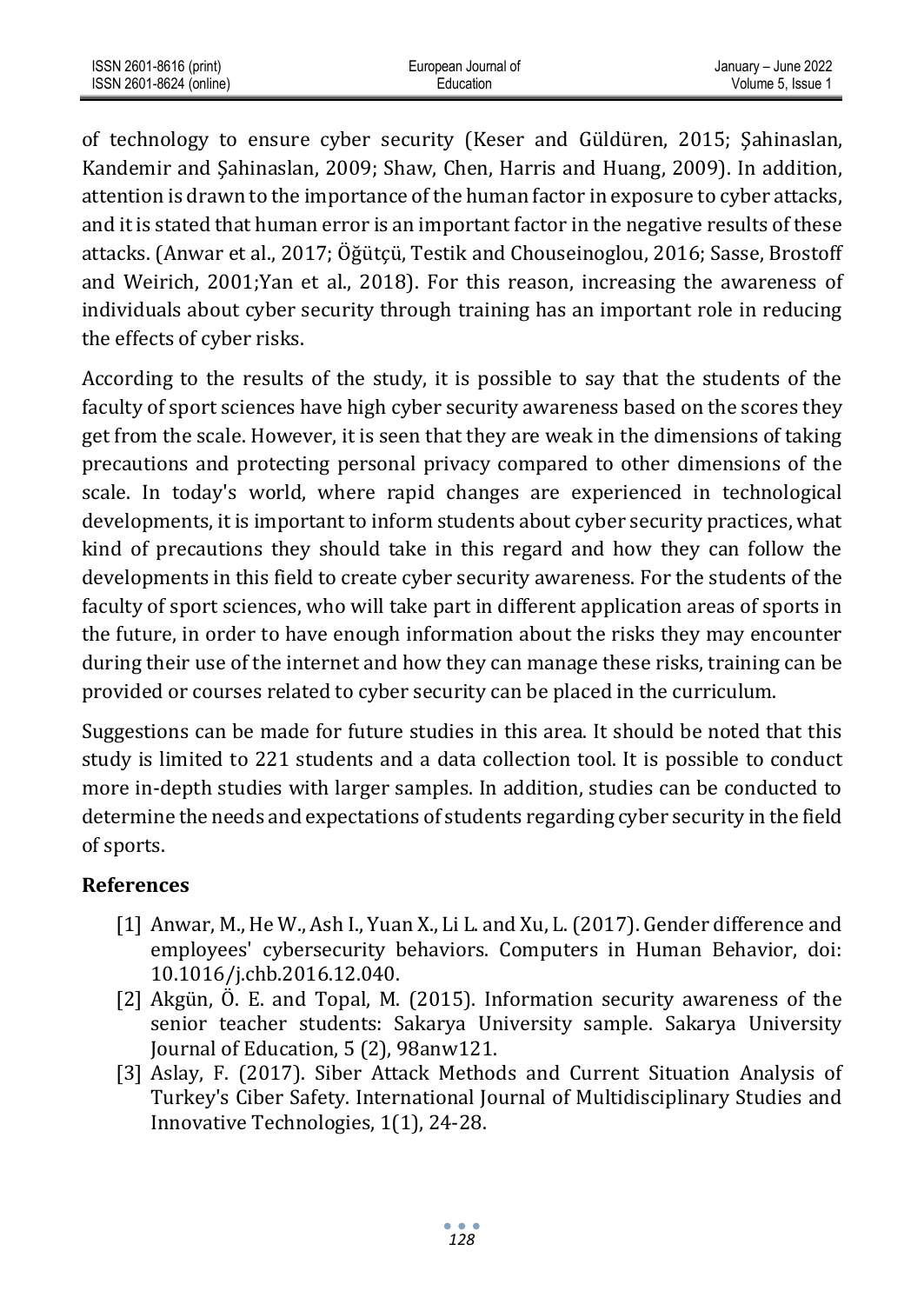of technology to ensure cyber security (Keser and Güldüren, 2015; Şahinaslan, Kandemir and Şahinaslan, 2009; Shaw, Chen, Harris and Huang, 2009). In addition, attention is drawn to the importance of the human factor in exposure to cyber attacks, and it is stated that human error is an important factor in the negative results of these attacks. (Anwar et al., 2017; Öğütçü, Testik and Chouseinoglou, 2016; Sasse, Brostoff and Weirich, 2001;Yan et al., 2018). For this reason, increasing the awareness of individuals about cyber security through training has an important role in reducing the effects of cyber risks.

According to the results of the study, it is possible to say that the students of the faculty of sport sciences have high cyber security awareness based on the scores they get from the scale. However, it is seen that they are weak in the dimensions of taking precautions and protecting personal privacy compared to other dimensions of the scale. In today's world, where rapid changes are experienced in technological developments, it is important to inform students about cyber security practices, what kind of precautions they should take in this regard and how they can follow the developments in this field to create cyber security awareness. For the students of the faculty of sport sciences, who will take part in different application areas of sports in the future, in order to have enough information about the risks they may encounter during their use of the internet and how they can manage these risks, training can be provided or courses related to cyber security can be placed in the curriculum.

Suggestions can be made for future studies in this area. It should be noted that this study is limited to 221 students and a data collection tool. It is possible to conduct more in-depth studies with larger samples. In addition, studies can be conducted to determine the needs and expectations of students regarding cyber security in the field of sports.

## References

[1] Anwar, M., He W., Ash I., Yuan X., Li L. and Xu, L. (2017). Gender difference and employees' cybersecurity behaviors. Computers in Human Behavior, doi: 10.1016/j.chb.2016.12.040.

[2] Akgün, Ö. E. and Topal, M. (2015). Information security awareness of the senior teacher students: Sakarya University sample. Sakarya University Journal of Education, 5 (2), 98anw121.

[3] Aslay, F. (2017). Siber Attack Methods and Current Situation Analysis of Turkey's Ciber Safety. International Journal of Multidisciplinary Studies and Innovative Technologies, 1(1), 24-28.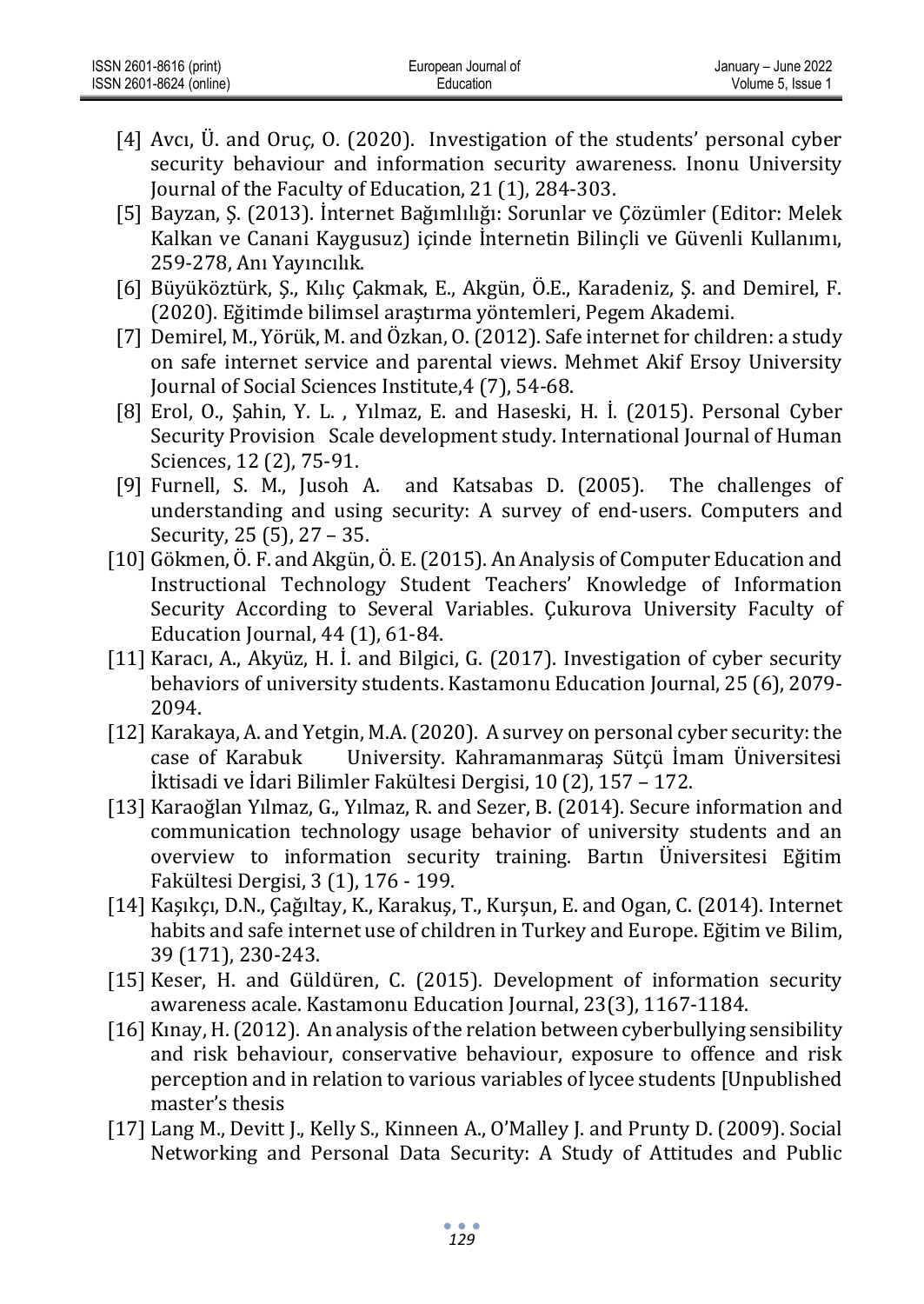[4] Avcı, Ü. and Oruç, O. (2020). Investigation of the students' personal cyber security behaviour and information security awareness. Inonu University Journal of the Faculty of Education, 21 (1), 284-303.

[5] Bayzan, Ş. (2013). İnternet Bağımlılığı: Sorunlar ve Çözümler (Editor: Melek Kalkan ve Canani Kaygusuz) içinde İnternetin Bilinçli ve Güvenli Kullanımı, 259-278, Anı Yayıncılık.

[6] Büyüköztürk, Ş., Kılıç Çakmak, E., Akgün, Ö.E., Karadeniz, Ş. and Demirel, F. (2020). Eğitimde bilimsel araştırma yöntemleri, Pegem Akademi.

[7] Demirel, M., Yörük, M. and Özkan, O. (2012). Safe internet for children: a study on safe internet service and parental views. Mehmet Akif Ersoy University Journal of Social Sciences Institute,4 (7), 54-68.

[8] Erol, O., Şahin, Y. L. , Yılmaz, E. and Haseski, H. İ. (2015). Personal Cyber Security Provision Scale development study. International Journal of Human Sciences, 12 (2), 75-91.

[9] Furnell, S. M., Jusoh A. and Katsabas D. (2005). The challenges of understanding and using security: A survey of end-users. Computers and Security, 25 (5), 27 – 35.

[10] Gökmen, Ö. F. and Akgün, Ö. E. (2015). An Analysis of Computer Education and Instructional Technology Student Teachers' Knowledge of Information Security According to Several Variables. Çukurova University Faculty of Education Journal, 44 (1), 61-84.

[11] Karacı, A., Akyüz, H. İ. and Bilgici, G. (2017). Investigation of cyber security behaviors of university students. Kastamonu Education Journal, 25 (6), 2079-2094.

[12] Karakaya, A. and Yetgin, M.A. (2020). A survey on personal cyber security: the case of Karabuk University. Kahramanmaraş Sütçü İmam Üniversitesi İktisadi ve İdari Bilimler Fakültesi Dergisi, 10 (2), 157 – 172.

[13] Karaoğlan Yılmaz, G., Yılmaz, R. and Sezer, B. (2014). Secure information and communication technology usage behavior of university students and an overview to information security training. Bartın Üniversitesi Eğitim Fakültesi Dergisi, 3 (1), 176 - 199.

[14] Kaşıkçı, D.N., Çağıltay, K., Karakuş, T., Kurşun, E. and Ogan, C. (2014). Internet habits and safe internet use of children in Turkey and Europe. Eğitim ve Bilim, 39 (171), 230-243.

[15] Keser, H. and Güldüren, C. (2015). Development of information security awareness acale. Kastamonu Education Journal, 23(3), 1167-1184.

[16] Kınay, H. (2012). An analysis of the relation between cyberbullying sensibility and risk behaviour, conservative behaviour, exposure to offence and risk perception and in relation to various variables of lycee students [Unpublished master's thesis

[17] Lang M., Devitt J., Kelly S., Kinneen A., O'Malley J. and Prunty D. (2009). Social Networking and Personal Data Security: A Study of Attitudes and Public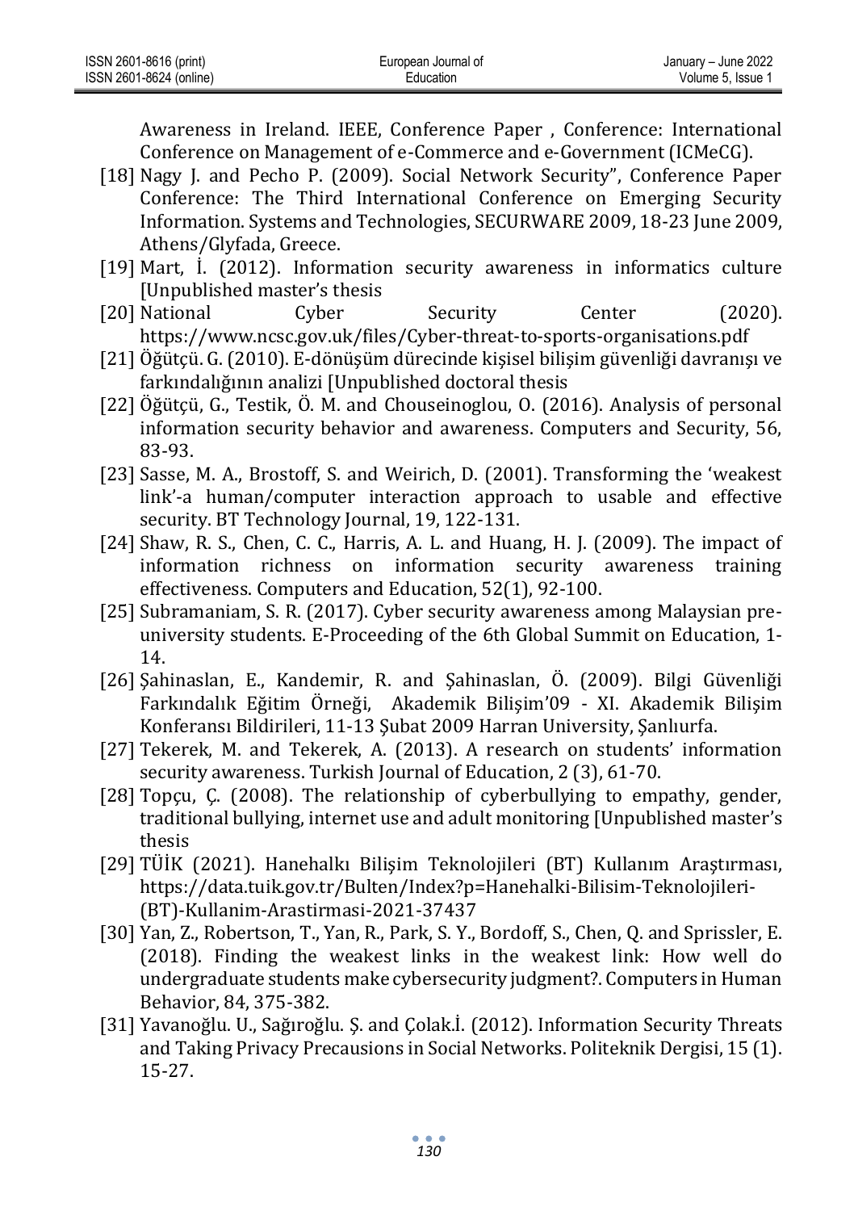Awareness in Ireland. IEEE, Conference Paper , Conference: International Conference on Management of e-Commerce and e-Government (ICMeCG).

[18] Nagy J. and Pecho P. (2009). Social Network Security", Conference Paper Conference: The Third International Conference on Emerging Security Information. Systems and Technologies, SECURWARE 2009, 18-23 June 2009, Athens/Glyfada, Greece.

[19] Mart, İ. (2012). Information security awareness in informatics culture [Unpublished master's thesis

[20] National Cyber Security Center (2020). https://www.ncsc.gov.uk/files/Cyber-threat-to-sports-organisations.pdf

[21] Öğütçü. G. (2010). E-dönüşüm dürecinde kişisel bilişim güvenliği davranışı ve farkındalığının analizi [Unpublished doctoral thesis

[22] Öğütçü, G., Testik, Ö. M. and Chouseinoglou, O. (2016). Analysis of personal information security behavior and awareness. Computers and Security, 56, 83-93.

[23] Sasse, M. A., Brostoff, S. and Weirich, D. (2001). Transforming the 'weakest link'-a human/computer interaction approach to usable and effective security. BT Technology Journal, 19, 122-131.

[24] Shaw, R. S., Chen, C. C., Harris, A. L. and Huang, H. J. (2009). The impact of information richness on information security awareness training effectiveness. Computers and Education, 52(1), 92-100.

[25] Subramaniam, S. R. (2017). Cyber security awareness among Malaysian pre-university students. E-Proceeding of the 6th Global Summit on Education, 1-14.

[26] Şahinaslan, E., Kandemir, R. and Şahinaslan, Ö. (2009). Bilgi Güvenliği Farkındalık Eğitim Örneği, Akademik Bilişim'09 - XI. Akademik Bilişim Konferansı Bildirileri, 11-13 Şubat 2009 Harran University, Şanlıurfa.

[27] Tekerek, M. and Tekerek, A. (2013). A research on students' information security awareness. Turkish Journal of Education, 2 (3), 61-70.

[28] Topçu, Ç. (2008). The relationship of cyberbullying to empathy, gender, traditional bullying, internet use and adult monitoring [Unpublished master's thesis

[29] TÜİK (2021). Hanehalkı Bilişim Teknolojileri (BT) Kullanım Araştırması, https://data.tuik.gov.tr/Bulten/Index?p=Hanehalki-Bilisim-Teknolojileri-(BT)-Kullanim-Arastirmasi-2021-37437

[30] Yan, Z., Robertson, T., Yan, R., Park, S. Y., Bordoff, S., Chen, Q. and Sprissler, E. (2018). Finding the weakest links in the weakest link: How well do undergraduate students make cybersecurity judgment?. Computers in Human Behavior, 84, 375-382.

[31] Yavanoğlu. U., Sağıroğlu. Ş. and Çolak.İ. (2012). Information Security Threats and Taking Privacy Precausions in Social Networks. Politeknik Dergisi, 15 (1). 15-27.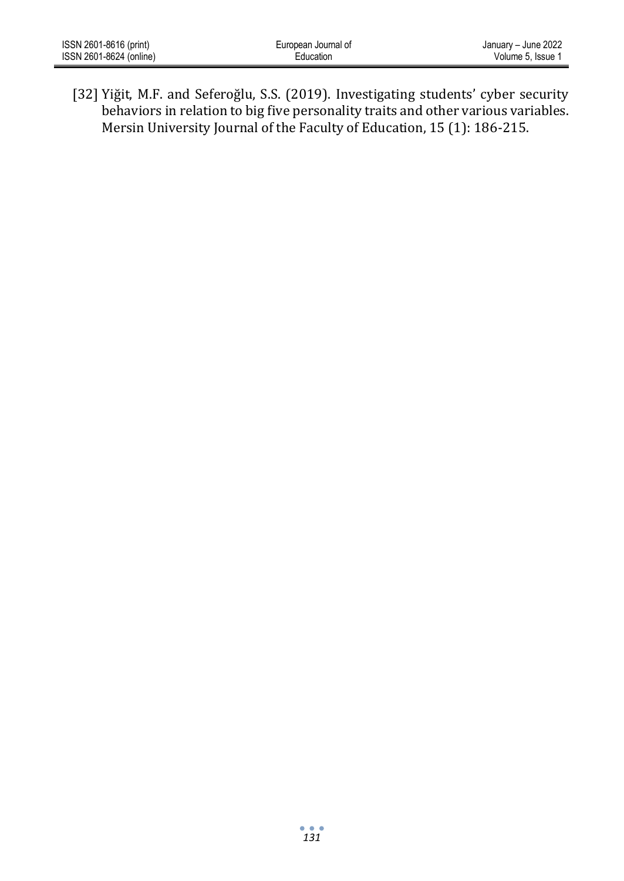[32] Yiğit, M.F. and Seferoğlu, S.S. (2019). Investigating students' cyber security behaviors in relation to big five personality traits and other various variables. Mersin University Journal of the Faculty of Education, 15 (1): 186-215.